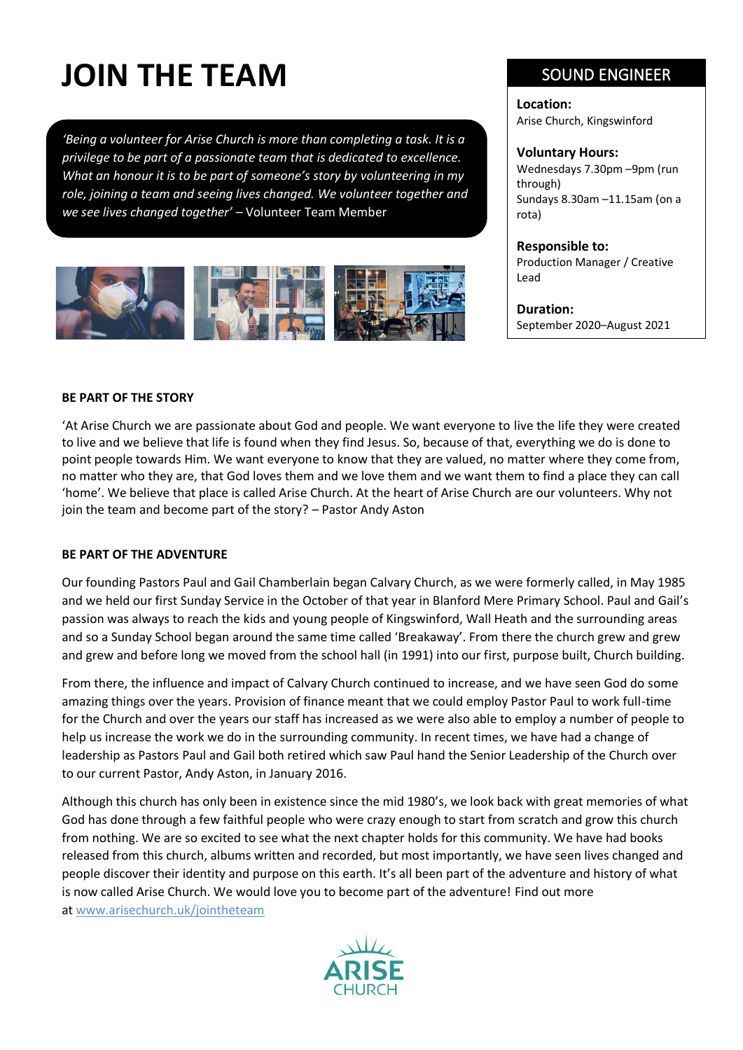# JOIN THE TEAM

*'Being a volunteer for Arise Church is more than completing a task. It is a privilege to be part of a passionate team that is dedicated to excellence. What an honour it is to be part of someone's story by volunteering in my role, joining a team and seeing lives changed. We volunteer together and we see lives changed together'* – Volunteer Team Member

## SOUND ENGINEER

**Location:**
Arise Church, Kingswinford

**Voluntary Hours:**
Wednesdays 7.30pm –9pm (run through)
Sundays 8.30am –11.15am (on a rota)

**Responsible to:**
Production Manager / Creative Lead

**Duration:**
September 2020–August 2021

**BE PART OF THE STORY**

'At Arise Church we are passionate about God and people. We want everyone to live the life they were created to live and we believe that life is found when they find Jesus. So, because of that, everything we do is done to point people towards Him. We want everyone to know that they are valued, no matter where they come from, no matter who they are, that God loves them and we love them and we want them to find a place they can call 'home'. We believe that place is called Arise Church. At the heart of Arise Church are our volunteers. Why not join the team and become part of the story? – Pastor Andy Aston

**BE PART OF THE ADVENTURE**

Our founding Pastors Paul and Gail Chamberlain began Calvary Church, as we were formerly called, in May 1985 and we held our first Sunday Service in the October of that year in Blanford Mere Primary School. Paul and Gail's passion was always to reach the kids and young people of Kingswinford, Wall Heath and the surrounding areas and so a Sunday School began around the same time called 'Breakaway'. From there the church grew and grew and grew and before long we moved from the school hall (in 1991) into our first, purpose built, Church building.

From there, the influence and impact of Calvary Church continued to increase, and we have seen God do some amazing things over the years. Provision of finance meant that we could employ Pastor Paul to work full-time for the Church and over the years our staff has increased as we were also able to employ a number of people to help us increase the work we do in the surrounding community. In recent times, we have had a change of leadership as Pastors Paul and Gail both retired which saw Paul hand the Senior Leadership of the Church over to our current Pastor, Andy Aston, in January 2016.

Although this church has only been in existence since the mid 1980's, we look back with great memories of what God has done through a few faithful people who were crazy enough to start from scratch and grow this church from nothing. We are so excited to see what the next chapter holds for this community. We have had books released from this church, albums written and recorded, but most importantly, we have seen lives changed and people discover their identity and purpose on this earth. It's all been part of the adventure and history of what is now called Arise Church. We would love you to become part of the adventure! Find out more at www.arisechurch.uk/jointheteam

ARISE CHURCH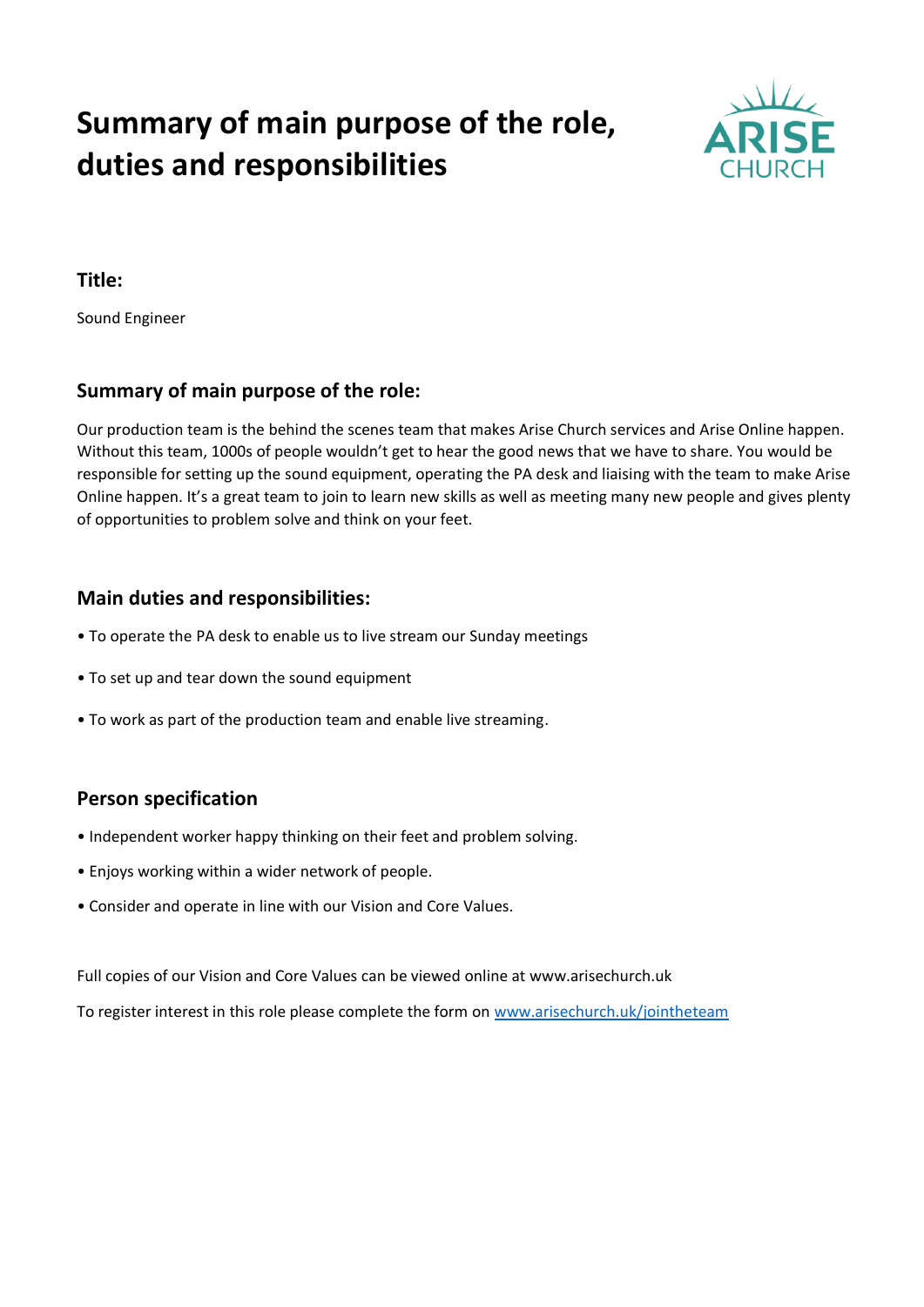# Summary of main purpose of the role, duties and responsibilities

ARISE CHURCH

## Title:

Sound Engineer

## Summary of main purpose of the role:

Our production team is the behind the scenes team that makes Arise Church services and Arise Online happen. Without this team, 1000s of people wouldn't get to hear the good news that we have to share. You would be responsible for setting up the sound equipment, operating the PA desk and liaising with the team to make Arise Online happen. It's a great team to join to learn new skills as well as meeting many new people and gives plenty of opportunities to problem solve and think on your feet.

## Main duties and responsibilities:

- To operate the PA desk to enable us to live stream our Sunday meetings
- To set up and tear down the sound equipment
- To work as part of the production team and enable live streaming.

## Person specification

- Independent worker happy thinking on their feet and problem solving.
- Enjoys working within a wider network of people.
- Consider and operate in line with our Vision and Core Values.

Full copies of our Vision and Core Values can be viewed online at www.arisechurch.uk

To register interest in this role please complete the form on [www.arisechurch.uk/jointheteam](www.arisechurch.uk/jointheteam)